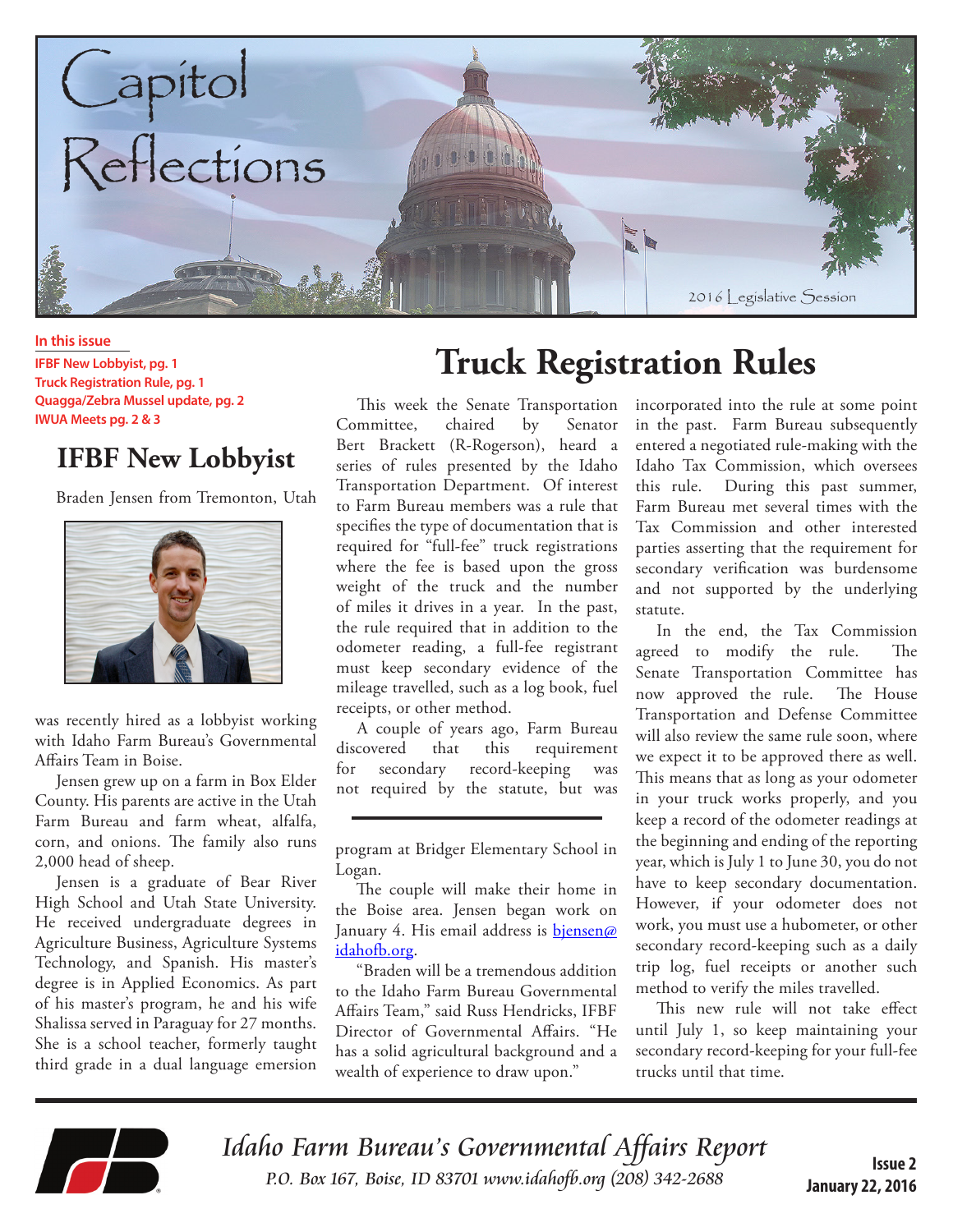# Capitol Reflections

2016 Legislative Session

**In this issue**

**IFBF New Lobbyist, pg. 1**
**Truck Registration Rule, pg. 1**
**Quagga/Zebra Mussel update, pg. 2**
**IWUA Meets pg. 2 & 3**

## IFBF New Lobbyist

Braden Jensen from Tremonton, Utah was recently hired as a lobbyist working with Idaho Farm Bureau's Governmental Affairs Team in Boise.

Jensen grew up on a farm in Box Elder County. His parents are active in the Utah Farm Bureau and farm wheat, alfalfa, corn, and onions. The family also runs 2,000 head of sheep.

Jensen is a graduate of Bear River High School and Utah State University. He received undergraduate degrees in Agriculture Business, Agriculture Systems Technology, and Spanish. His master's degree is in Applied Economics. As part of his master's program, he and his wife Shalissa served in Paraguay for 27 months. She is a school teacher, formerly taught third grade in a dual language emersion program at Bridger Elementary School in Logan.

The couple will make their home in the Boise area. Jensen began work on January 4. His email address is bjensen@idahofb.org.

"Braden will be a tremendous addition to the Idaho Farm Bureau Governmental Affairs Team," said Russ Hendricks, IFBF Director of Governmental Affairs. "He has a solid agricultural background and a wealth of experience to draw upon."

## Truck Registration Rules

This week the Senate Transportation Committee, chaired by Senator Bert Brackett (R-Rogerson), heard a series of rules presented by the Idaho Transportation Department. Of interest to Farm Bureau members was a rule that specifies the type of documentation that is required for "full-fee" truck registrations where the fee is based upon the gross weight of the truck and the number of miles it drives in a year. In the past, the rule required that in addition to the odometer reading, a full-fee registrant must keep secondary evidence of the mileage travelled, such as a log book, fuel receipts, or other method.

A couple of years ago, Farm Bureau discovered that this requirement for secondary record-keeping was not required by the statute, but was incorporated into the rule at some point in the past. Farm Bureau subsequently entered a negotiated rule-making with the Idaho Tax Commission, which oversees this rule. During this past summer, Farm Bureau met several times with the Tax Commission and other interested parties asserting that the requirement for secondary verification was burdensome and not supported by the underlying statute.

In the end, the Tax Commission agreed to modify the rule. The Senate Transportation Committee has now approved the rule. The House Transportation and Defense Committee will also review the same rule soon, where we expect it to be approved there as well. This means that as long as your odometer in your truck works properly, and you keep a record of the odometer readings at the beginning and ending of the reporting year, which is July 1 to June 30, you do not have to keep secondary documentation. However, if your odometer does not work, you must use a hubometer, or other secondary record-keeping such as a daily trip log, fuel receipts or another such method to verify the miles travelled.

This new rule will not take effect until July 1, so keep maintaining your secondary record-keeping for your full-fee trucks until that time.

*Idaho Farm Bureau's Governmental Affairs Report*
*P.O. Box 167, Boise, ID 83701 www.idahofb.org (208) 342-2688*

**Issue 2**
**January 22, 2016**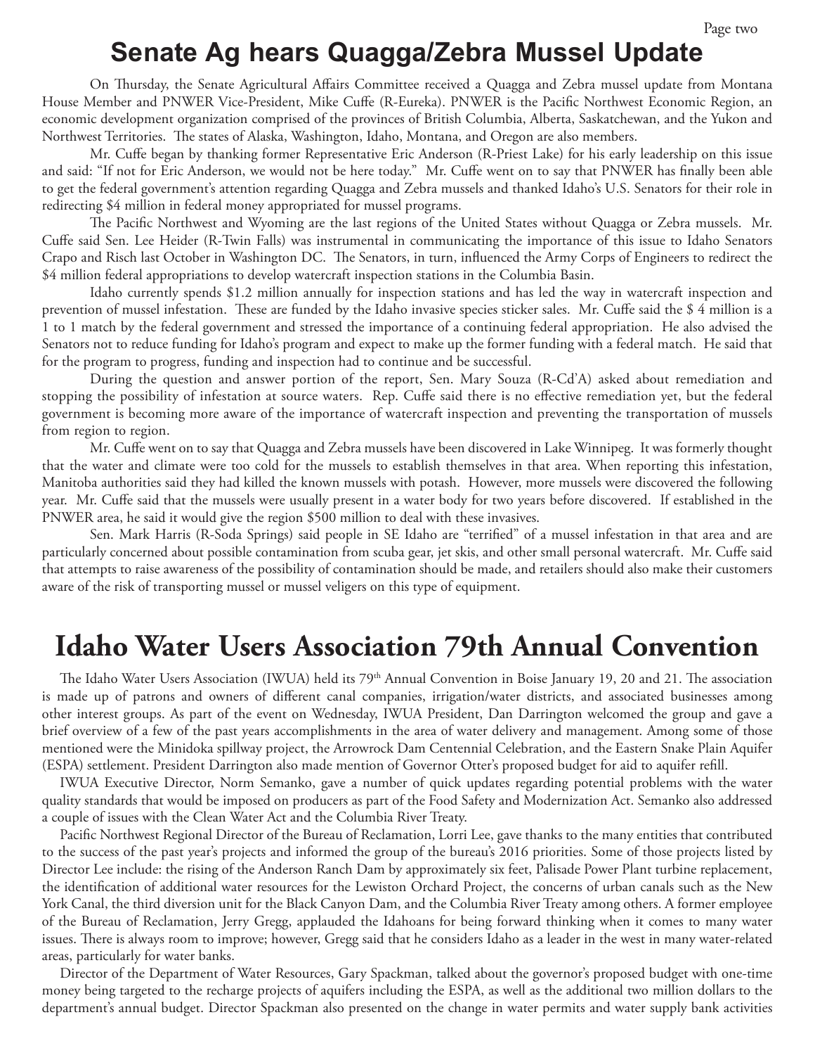## Senate Ag hears Quagga/Zebra Mussel Update

On Thursday, the Senate Agricultural Affairs Committee received a Quagga and Zebra mussel update from Montana House Member and PNWER Vice-President, Mike Cuffe (R-Eureka). PNWER is the Pacific Northwest Economic Region, an economic development organization comprised of the provinces of British Columbia, Alberta, Saskatchewan, and the Yukon and Northwest Territories. The states of Alaska, Washington, Idaho, Montana, and Oregon are also members.

Mr. Cuffe began by thanking former Representative Eric Anderson (R-Priest Lake) for his early leadership on this issue and said: "If not for Eric Anderson, we would not be here today." Mr. Cuffe went on to say that PNWER has finally been able to get the federal government's attention regarding Quagga and Zebra mussels and thanked Idaho's U.S. Senators for their role in redirecting $4 million in federal money appropriated for mussel programs.

The Pacific Northwest and Wyoming are the last regions of the United States without Quagga or Zebra mussels. Mr. Cuffe said Sen. Lee Heider (R-Twin Falls) was instrumental in communicating the importance of this issue to Idaho Senators Crapo and Risch last October in Washington DC. The Senators, in turn, influenced the Army Corps of Engineers to redirect the $4 million federal appropriations to develop watercraft inspection stations in the Columbia Basin.

Idaho currently spends $1.2 million annually for inspection stations and has led the way in watercraft inspection and prevention of mussel infestation. These are funded by the Idaho invasive species sticker sales. Mr. Cuffe said the $ 4 million is a 1 to 1 match by the federal government and stressed the importance of a continuing federal appropriation. He also advised the Senators not to reduce funding for Idaho's program and expect to make up the former funding with a federal match. He said that for the program to progress, funding and inspection had to continue and be successful.

During the question and answer portion of the report, Sen. Mary Souza (R-Cd'A) asked about remediation and stopping the possibility of infestation at source waters. Rep. Cuffe said there is no effective remediation yet, but the federal government is becoming more aware of the importance of watercraft inspection and preventing the transportation of mussels from region to region.

Mr. Cuffe went on to say that Quagga and Zebra mussels have been discovered in Lake Winnipeg. It was formerly thought that the water and climate were too cold for the mussels to establish themselves in that area. When reporting this infestation, Manitoba authorities said they had killed the known mussels with potash. However, more mussels were discovered the following year. Mr. Cuffe said that the mussels were usually present in a water body for two years before discovered. If established in the PNWER area, he said it would give the region $500 million to deal with these invasives.

Sen. Mark Harris (R-Soda Springs) said people in SE Idaho are "terrified" of a mussel infestation in that area and are particularly concerned about possible contamination from scuba gear, jet skis, and other small personal watercraft. Mr. Cuffe said that attempts to raise awareness of the possibility of contamination should be made, and retailers should also make their customers aware of the risk of transporting mussel or mussel veligers on this type of equipment.

## Idaho Water Users Association 79th Annual Convention

The Idaho Water Users Association (IWUA) held its 79th Annual Convention in Boise January 19, 20 and 21. The association is made up of patrons and owners of different canal companies, irrigation/water districts, and associated businesses among other interest groups. As part of the event on Wednesday, IWUA President, Dan Darrington welcomed the group and gave a brief overview of a few of the past years accomplishments in the area of water delivery and management. Among some of those mentioned were the Minidoka spillway project, the Arrowrock Dam Centennial Celebration, and the Eastern Snake Plain Aquifer (ESPA) settlement. President Darrington also made mention of Governor Otter's proposed budget for aid to aquifer refill.

IWUA Executive Director, Norm Semanko, gave a number of quick updates regarding potential problems with the water quality standards that would be imposed on producers as part of the Food Safety and Modernization Act. Semanko also addressed a couple of issues with the Clean Water Act and the Columbia River Treaty.

Pacific Northwest Regional Director of the Bureau of Reclamation, Lorri Lee, gave thanks to the many entities that contributed to the success of the past year's projects and informed the group of the bureau's 2016 priorities. Some of those projects listed by Director Lee include: the rising of the Anderson Ranch Dam by approximately six feet, Palisade Power Plant turbine replacement, the identification of additional water resources for the Lewiston Orchard Project, the concerns of urban canals such as the New York Canal, the third diversion unit for the Black Canyon Dam, and the Columbia River Treaty among others. A former employee of the Bureau of Reclamation, Jerry Gregg, applauded the Idahoans for being forward thinking when it comes to many water issues. There is always room to improve; however, Gregg said that he considers Idaho as a leader in the west in many water-related areas, particularly for water banks.

Director of the Department of Water Resources, Gary Spackman, talked about the governor's proposed budget with one-time money being targeted to the recharge projects of aquifers including the ESPA, as well as the additional two million dollars to the department's annual budget. Director Spackman also presented on the change in water permits and water supply bank activities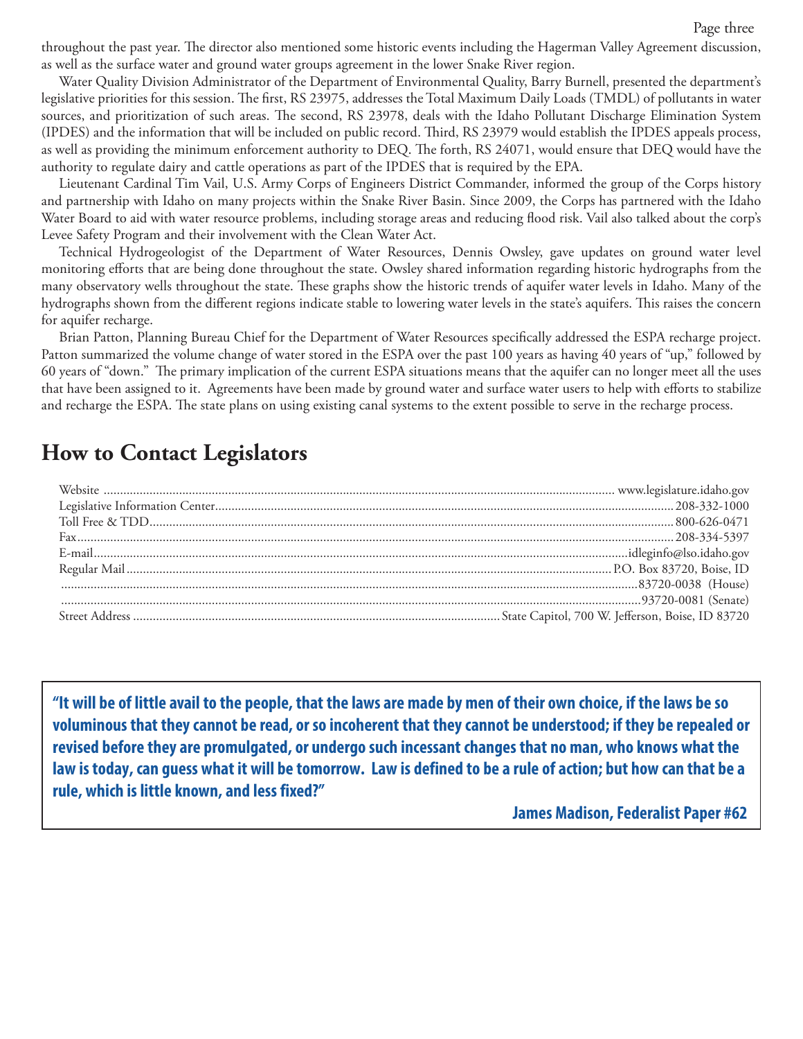throughout the past year. The director also mentioned some historic events including the Hagerman Valley Agreement discussion, as well as the surface water and ground water groups agreement in the lower Snake River region.

Water Quality Division Administrator of the Department of Environmental Quality, Barry Burnell, presented the department's legislative priorities for this session. The first, RS 23975, addresses the Total Maximum Daily Loads (TMDL) of pollutants in water sources, and prioritization of such areas. The second, RS 23978, deals with the Idaho Pollutant Discharge Elimination System (IPDES) and the information that will be included on public record. Third, RS 23979 would establish the IPDES appeals process, as well as providing the minimum enforcement authority to DEQ. The forth, RS 24071, would ensure that DEQ would have the authority to regulate dairy and cattle operations as part of the IPDES that is required by the EPA.

Lieutenant Cardinal Tim Vail, U.S. Army Corps of Engineers District Commander, informed the group of the Corps history and partnership with Idaho on many projects within the Snake River Basin. Since 2009, the Corps has partnered with the Idaho Water Board to aid with water resource problems, including storage areas and reducing flood risk. Vail also talked about the corp's Levee Safety Program and their involvement with the Clean Water Act.

Technical Hydrogeologist of the Department of Water Resources, Dennis Owsley, gave updates on ground water level monitoring efforts that are being done throughout the state. Owsley shared information regarding historic hydrographs from the many observatory wells throughout the state. These graphs show the historic trends of aquifer water levels in Idaho. Many of the hydrographs shown from the different regions indicate stable to lowering water levels in the state's aquifers. This raises the concern for aquifer recharge.

Brian Patton, Planning Bureau Chief for the Department of Water Resources specifically addressed the ESPA recharge project. Patton summarized the volume change of water stored in the ESPA over the past 100 years as having 40 years of "up," followed by 60 years of "down." The primary implication of the current ESPA situations means that the aquifer can no longer meet all the uses that have been assigned to it. Agreements have been made by ground water and surface water users to help with efforts to stabilize and recharge the ESPA. The state plans on using existing canal systems to the extent possible to serve in the recharge process.

## How to Contact Legislators

| | |
|---|---|
| Website | www.legislature.idaho.gov |
| Legislative Information Center | 208-332-1000 |
| Toll Free & TDD | 800-626-0471 |
| Fax | 208-334-5397 |
| E-mail | idleginfo@lso.idaho.gov |
| Regular Mail | P.O. Box 83720, Boise, ID |
| | 83720-0038 (House) |
| | 93720-0081 (Senate) |
| Street Address | State Capitol, 700 W. Jefferson, Boise, ID 83720 |

**"It will be of little avail to the people, that the laws are made by men of their own choice, if the laws be so voluminous that they cannot be read, or so incoherent that they cannot be understood; if they be repealed or revised before they are promulgated, or undergo such incessant changes that no man, who knows what the law is today, can guess what it will be tomorrow. Law is defined to be a rule of action; but how can that be a rule, which is little known, and less fixed?"**

**James Madison, Federalist Paper #62**